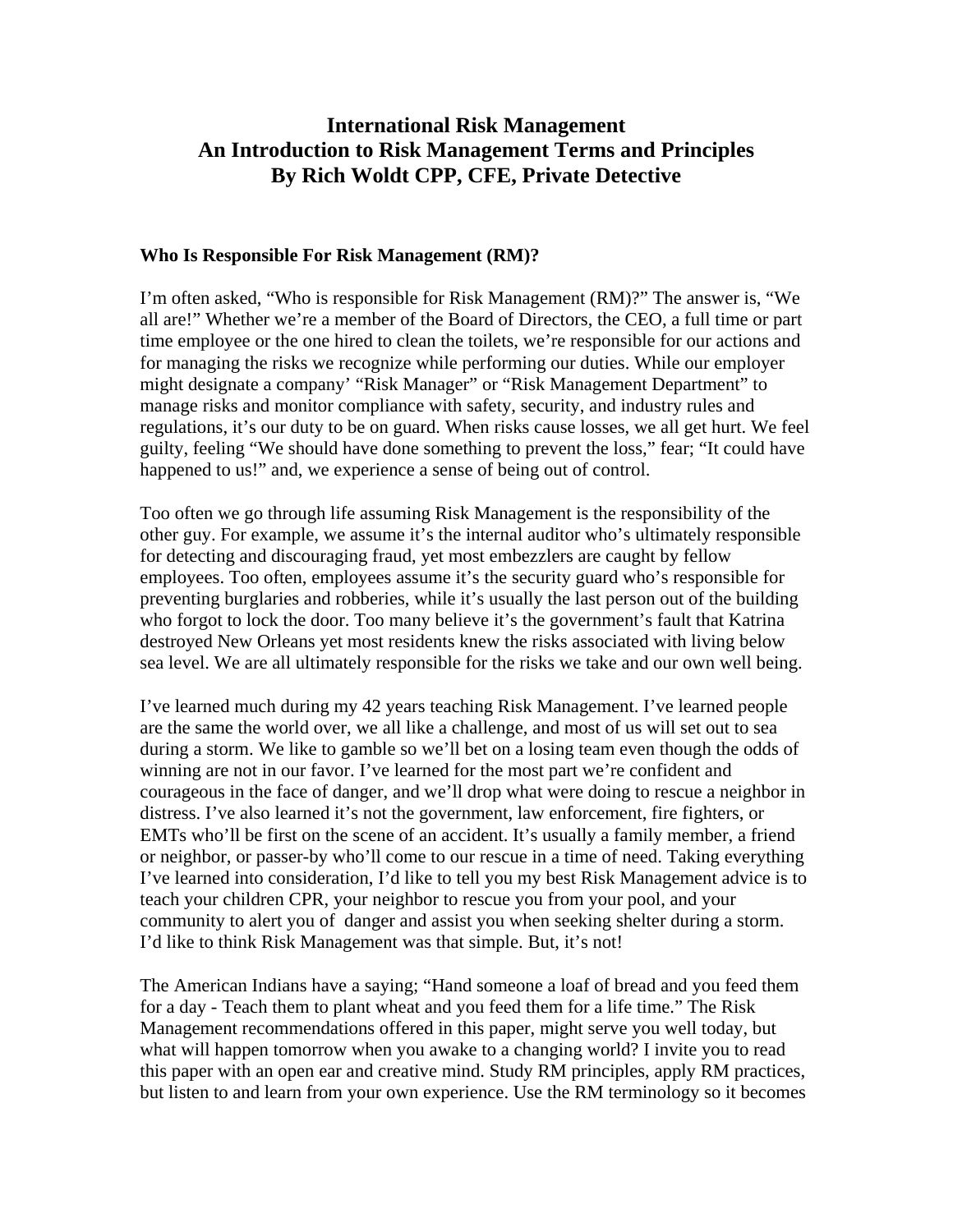# International Risk Management
## An Introduction to Risk Management Terms and Principles
## By Rich Woldt CPP, CFE, Private Detective

**Who Is Responsible For Risk Management (RM)?**

I'm often asked, "Who is responsible for Risk Management (RM)?" The answer is, "We all are!" Whether we're a member of the Board of Directors, the CEO, a full time or part time employee or the one hired to clean the toilets, we're responsible for our actions and for managing the risks we recognize while performing our duties. While our employer might designate a company' "Risk Manager" or "Risk Management Department" to manage risks and monitor compliance with safety, security, and industry rules and regulations, it's our duty to be on guard. When risks cause losses, we all get hurt. We feel guilty, feeling "We should have done something to prevent the loss," fear; "It could have happened to us!" and, we experience a sense of being out of control.

Too often we go through life assuming Risk Management is the responsibility of the other guy. For example, we assume it's the internal auditor who's ultimately responsible for detecting and discouraging fraud, yet most embezzlers are caught by fellow employees. Too often, employees assume it's the security guard who's responsible for preventing burglaries and robberies, while it's usually the last person out of the building who forgot to lock the door. Too many believe it's the government's fault that Katrina destroyed New Orleans yet most residents knew the risks associated with living below sea level. We are all ultimately responsible for the risks we take and our own well being.

I've learned much during my 42 years teaching Risk Management. I've learned people are the same the world over, we all like a challenge, and most of us will set out to sea during a storm. We like to gamble so we'll bet on a losing team even though the odds of winning are not in our favor. I've learned for the most part we're confident and courageous in the face of danger, and we'll drop what were doing to rescue a neighbor in distress. I've also learned it's not the government, law enforcement, fire fighters, or EMTs who'll be first on the scene of an accident. It's usually a family member, a friend or neighbor, or passer-by who'll come to our rescue in a time of need. Taking everything I've learned into consideration, I'd like to tell you my best Risk Management advice is to teach your children CPR, your neighbor to rescue you from your pool, and your community to alert you of danger and assist you when seeking shelter during a storm. I'd like to think Risk Management was that simple. But, it's not!

The American Indians have a saying; "Hand someone a loaf of bread and you feed them for a day - Teach them to plant wheat and you feed them for a life time." The Risk Management recommendations offered in this paper, might serve you well today, but what will happen tomorrow when you awake to a changing world? I invite you to read this paper with an open ear and creative mind. Study RM principles, apply RM practices, but listen to and learn from your own experience. Use the RM terminology so it becomes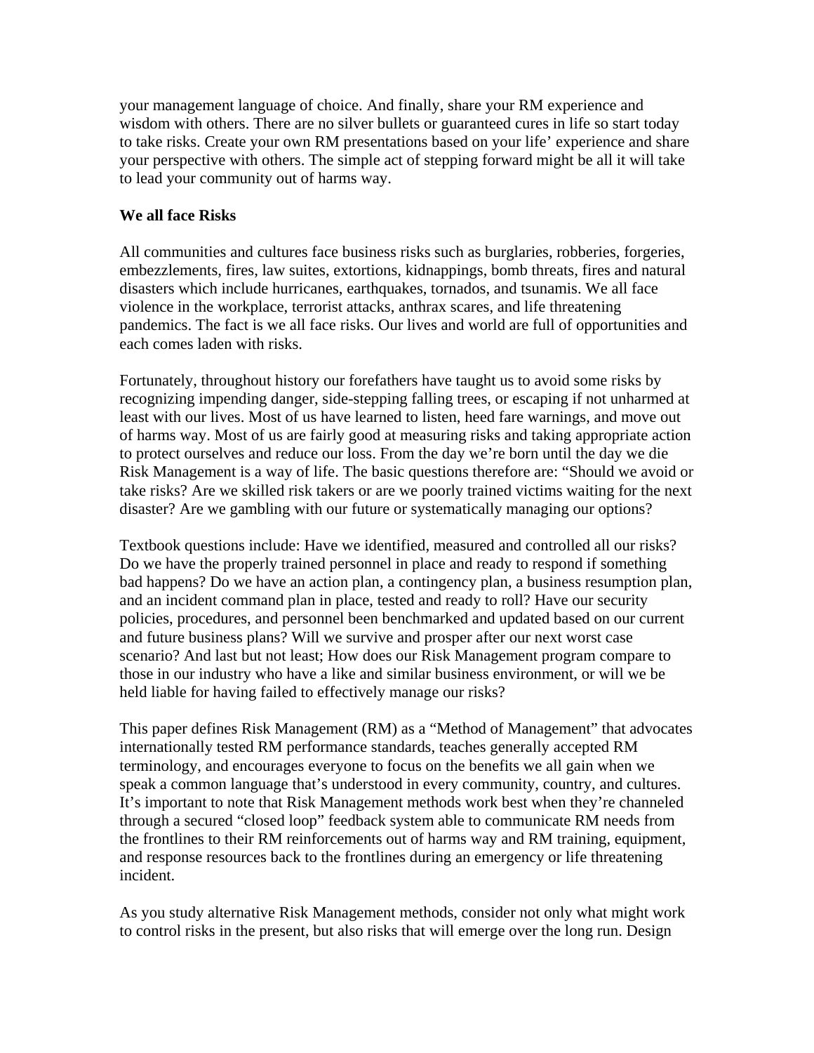your management language of choice. And finally, share your RM experience and wisdom with others. There are no silver bullets or guaranteed cures in life so start today to take risks. Create your own RM presentations based on your life' experience and share your perspective with others. The simple act of stepping forward might be all it will take to lead your community out of harms way.

**We all face Risks**

All communities and cultures face business risks such as burglaries, robberies, forgeries, embezzlements, fires, law suites, extortions, kidnappings, bomb threats, fires and natural disasters which include hurricanes, earthquakes, tornados, and tsunamis. We all face violence in the workplace, terrorist attacks, anthrax scares, and life threatening pandemics. The fact is we all face risks. Our lives and world are full of opportunities and each comes laden with risks.

Fortunately, throughout history our forefathers have taught us to avoid some risks by recognizing impending danger, side-stepping falling trees, or escaping if not unharmed at least with our lives. Most of us have learned to listen, heed fare warnings, and move out of harms way. Most of us are fairly good at measuring risks and taking appropriate action to protect ourselves and reduce our loss. From the day we're born until the day we die Risk Management is a way of life. The basic questions therefore are: "Should we avoid or take risks? Are we skilled risk takers or are we poorly trained victims waiting for the next disaster? Are we gambling with our future or systematically managing our options?

Textbook questions include: Have we identified, measured and controlled all our risks? Do we have the properly trained personnel in place and ready to respond if something bad happens? Do we have an action plan, a contingency plan, a business resumption plan, and an incident command plan in place, tested and ready to roll? Have our security policies, procedures, and personnel been benchmarked and updated based on our current and future business plans? Will we survive and prosper after our next worst case scenario? And last but not least; How does our Risk Management program compare to those in our industry who have a like and similar business environment, or will we be held liable for having failed to effectively manage our risks?

This paper defines Risk Management (RM) as a "Method of Management" that advocates internationally tested RM performance standards, teaches generally accepted RM terminology, and encourages everyone to focus on the benefits we all gain when we speak a common language that's understood in every community, country, and cultures. It's important to note that Risk Management methods work best when they're channeled through a secured "closed loop" feedback system able to communicate RM needs from the frontlines to their RM reinforcements out of harms way and RM training, equipment, and response resources back to the frontlines during an emergency or life threatening incident.

As you study alternative Risk Management methods, consider not only what might work to control risks in the present, but also risks that will emerge over the long run. Design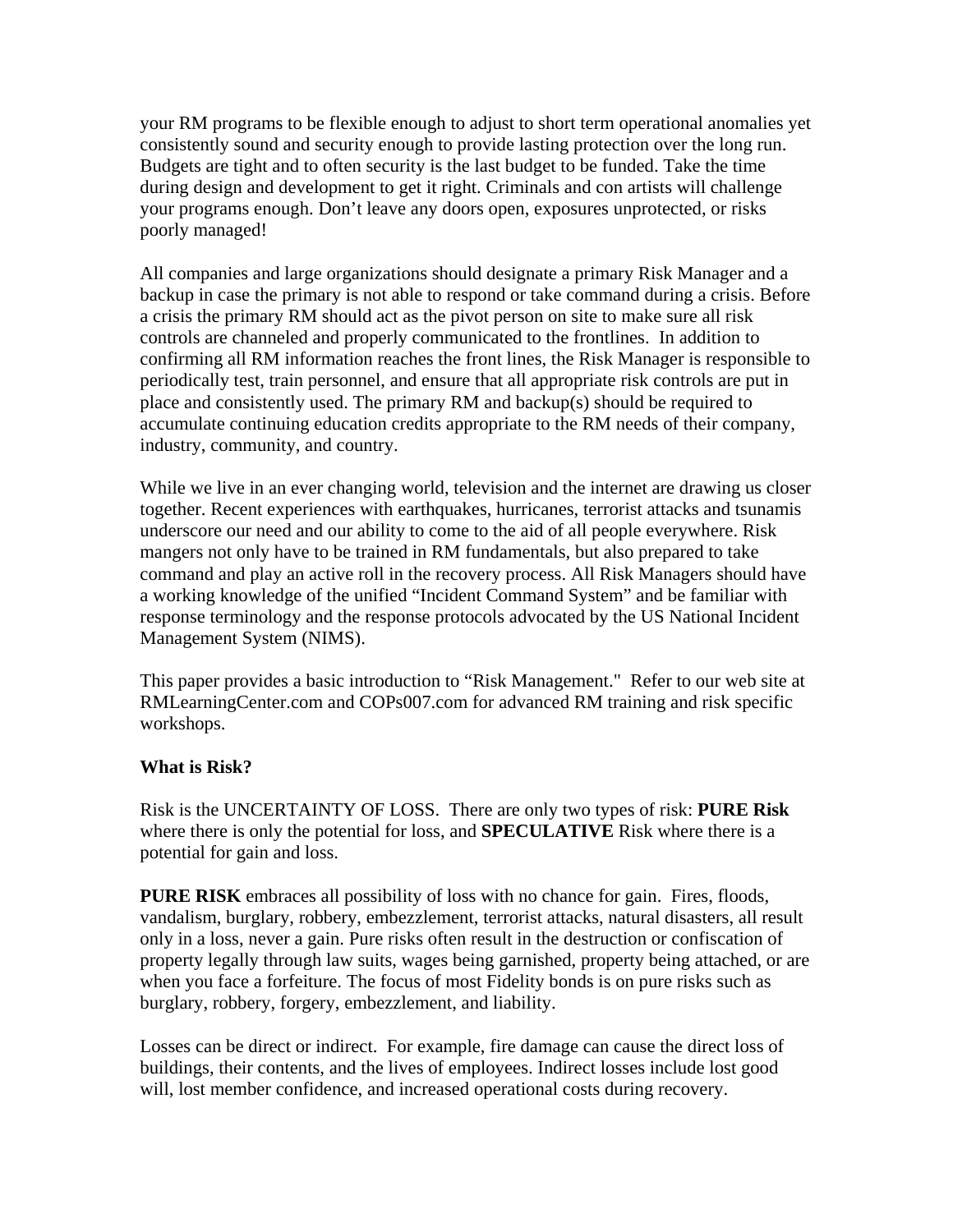your RM programs to be flexible enough to adjust to short term operational anomalies yet consistently sound and security enough to provide lasting protection over the long run. Budgets are tight and to often security is the last budget to be funded. Take the time during design and development to get it right. Criminals and con artists will challenge your programs enough. Don't leave any doors open, exposures unprotected, or risks poorly managed!

All companies and large organizations should designate a primary Risk Manager and a backup in case the primary is not able to respond or take command during a crisis. Before a crisis the primary RM should act as the pivot person on site to make sure all risk controls are channeled and properly communicated to the frontlines. In addition to confirming all RM information reaches the front lines, the Risk Manager is responsible to periodically test, train personnel, and ensure that all appropriate risk controls are put in place and consistently used. The primary RM and backup(s) should be required to accumulate continuing education credits appropriate to the RM needs of their company, industry, community, and country.

While we live in an ever changing world, television and the internet are drawing us closer together. Recent experiences with earthquakes, hurricanes, terrorist attacks and tsunamis underscore our need and our ability to come to the aid of all people everywhere. Risk mangers not only have to be trained in RM fundamentals, but also prepared to take command and play an active roll in the recovery process. All Risk Managers should have a working knowledge of the unified "Incident Command System" and be familiar with response terminology and the response protocols advocated by the US National Incident Management System (NIMS).

This paper provides a basic introduction to "Risk Management." Refer to our web site at RMLearningCenter.com and COPs007.com for advanced RM training and risk specific workshops.

**What is Risk?**

Risk is the UNCERTAINTY OF LOSS. There are only two types of risk: **PURE Risk** where there is only the potential for loss, and **SPECULATIVE** Risk where there is a potential for gain and loss.

**PURE RISK** embraces all possibility of loss with no chance for gain. Fires, floods, vandalism, burglary, robbery, embezzlement, terrorist attacks, natural disasters, all result only in a loss, never a gain. Pure risks often result in the destruction or confiscation of property legally through law suits, wages being garnished, property being attached, or are when you face a forfeiture. The focus of most Fidelity bonds is on pure risks such as burglary, robbery, forgery, embezzlement, and liability.

Losses can be direct or indirect. For example, fire damage can cause the direct loss of buildings, their contents, and the lives of employees. Indirect losses include lost good will, lost member confidence, and increased operational costs during recovery.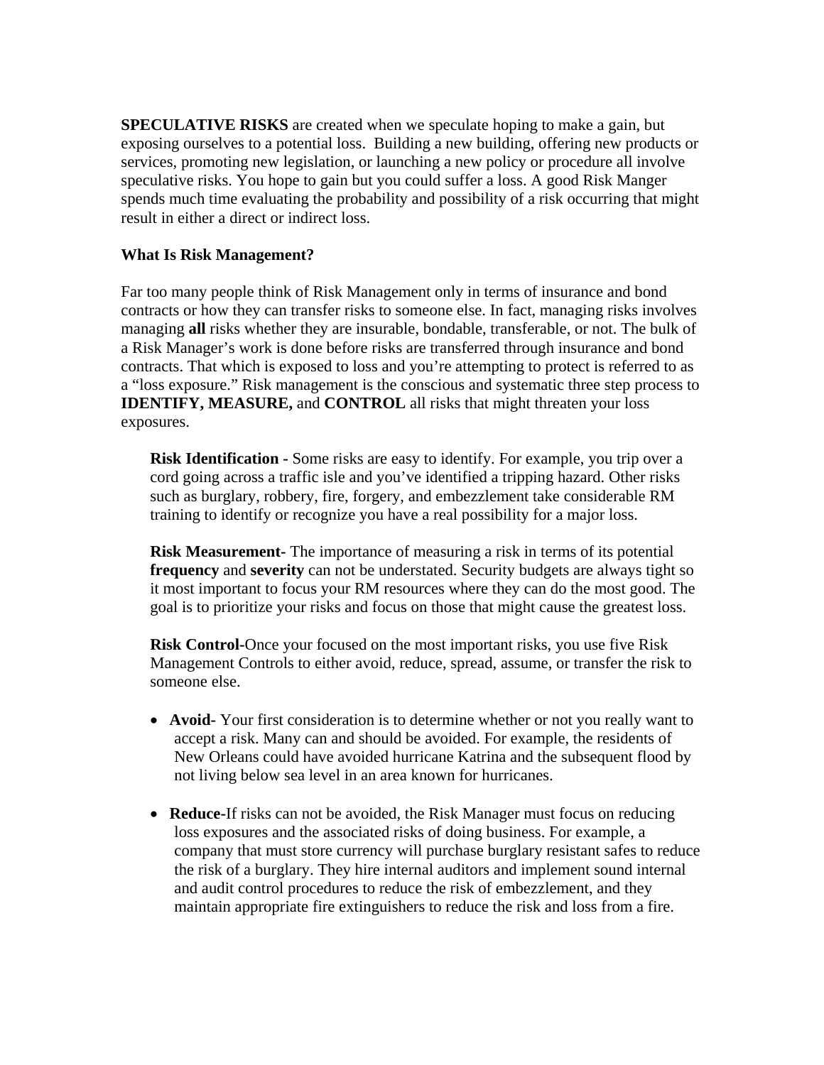**SPECULATIVE RISKS** are created when we speculate hoping to make a gain, but exposing ourselves to a potential loss. Building a new building, offering new products or services, promoting new legislation, or launching a new policy or procedure all involve speculative risks. You hope to gain but you could suffer a loss. A good Risk Manger spends much time evaluating the probability and possibility of a risk occurring that might result in either a direct or indirect loss.

**What Is Risk Management?**

Far too many people think of Risk Management only in terms of insurance and bond contracts or how they can transfer risks to someone else. In fact, managing risks involves managing **all** risks whether they are insurable, bondable, transferable, or not. The bulk of a Risk Manager's work is done before risks are transferred through insurance and bond contracts. That which is exposed to loss and you're attempting to protect is referred to as a "loss exposure." Risk management is the conscious and systematic three step process to **IDENTIFY, MEASURE,** and **CONTROL** all risks that might threaten your loss exposures.

> **Risk Identification -** Some risks are easy to identify. For example, you trip over a cord going across a traffic isle and you've identified a tripping hazard. Other risks such as burglary, robbery, fire, forgery, and embezzlement take considerable RM training to identify or recognize you have a real possibility for a major loss.
>
> **Risk Measurement-** The importance of measuring a risk in terms of its potential **frequency** and **severity** can not be understated. Security budgets are always tight so it most important to focus your RM resources where they can do the most good. The goal is to prioritize your risks and focus on those that might cause the greatest loss.
>
> **Risk Control-**Once your focused on the most important risks, you use five Risk Management Controls to either avoid, reduce, spread, assume, or transfer the risk to someone else.

- **Avoid-** Your first consideration is to determine whether or not you really want to accept a risk. Many can and should be avoided. For example, the residents of New Orleans could have avoided hurricane Katrina and the subsequent flood by not living below sea level in an area known for hurricanes.

- **Reduce-**If risks can not be avoided, the Risk Manager must focus on reducing loss exposures and the associated risks of doing business. For example, a company that must store currency will purchase burglary resistant safes to reduce the risk of a burglary. They hire internal auditors and implement sound internal and audit control procedures to reduce the risk of embezzlement, and they maintain appropriate fire extinguishers to reduce the risk and loss from a fire.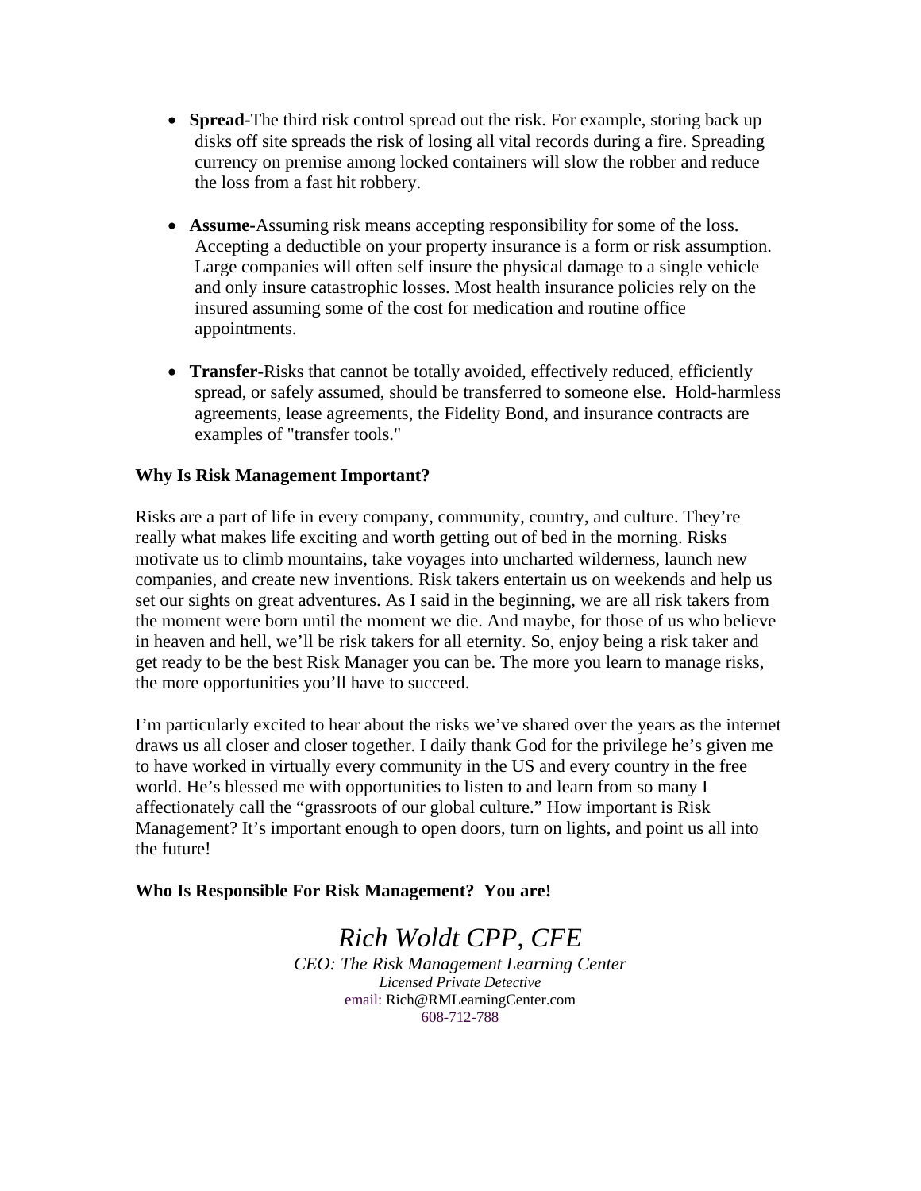- **Spread-**The third risk control spread out the risk. For example, storing back up disks off site spreads the risk of losing all vital records during a fire. Spreading currency on premise among locked containers will slow the robber and reduce the loss from a fast hit robbery.

- **Assume-**Assuming risk means accepting responsibility for some of the loss. Accepting a deductible on your property insurance is a form or risk assumption. Large companies will often self insure the physical damage to a single vehicle and only insure catastrophic losses. Most health insurance policies rely on the insured assuming some of the cost for medication and routine office appointments.

- **Transfer-**Risks that cannot be totally avoided, effectively reduced, efficiently spread, or safely assumed, should be transferred to someone else. Hold-harmless agreements, lease agreements, the Fidelity Bond, and insurance contracts are examples of "transfer tools."

**Why Is Risk Management Important?**

Risks are a part of life in every company, community, country, and culture. They're really what makes life exciting and worth getting out of bed in the morning. Risks motivate us to climb mountains, take voyages into uncharted wilderness, launch new companies, and create new inventions. Risk takers entertain us on weekends and help us set our sights on great adventures. As I said in the beginning, we are all risk takers from the moment were born until the moment we die. And maybe, for those of us who believe in heaven and hell, we'll be risk takers for all eternity. So, enjoy being a risk taker and get ready to be the best Risk Manager you can be. The more you learn to manage risks, the more opportunities you'll have to succeed.

I'm particularly excited to hear about the risks we've shared over the years as the internet draws us all closer and closer together. I daily thank God for the privilege he's given me to have worked in virtually every community in the US and every country in the free world. He's blessed me with opportunities to listen to and learn from so many I affectionately call the "grassroots of our global culture." How important is Risk Management? It's important enough to open doors, turn on lights, and point us all into the future!

**Who Is Responsible For Risk Management? You are!**

*Rich Woldt CPP, CFE*

*CEO: The Risk Management Learning Center*

*Licensed Private Detective*

email: Rich@RMLearningCenter.com

608-712-788